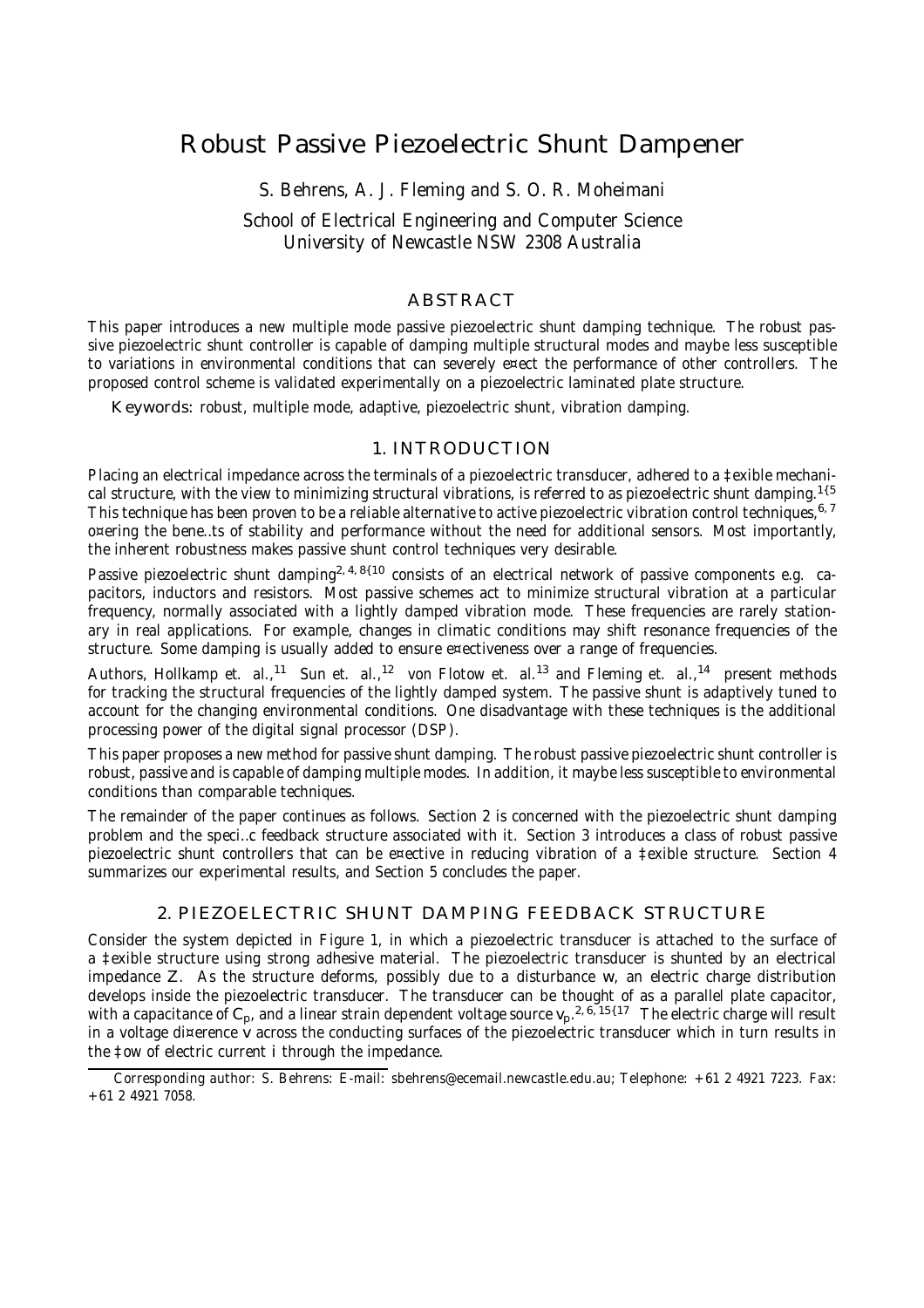# Robust Passive Piezoelectric Shunt Dampener

S. Behrens, A. J. Fleming and S. O. R. Moheimani

School of Electrical Engineering and Computer Science
University of Newcastle NSW 2308 Australia

## ABSTRACT

This paper introduces a new multiple mode passive piezoelectric shunt damping technique. The robust passive piezoelectric shunt controller is capable of damping multiple structural modes and maybe less susceptible to variations in environmental conditions that can severely effect the performance of other controllers. The proposed control scheme is validated experimentally on a piezoelectric laminated plate structure.

**Keywords:** robust, multiple mode, adaptive, piezoelectric shunt, vibration damping.

## 1. INTRODUCTION

Placing an electrical impedance across the terminals of a piezoelectric transducer, adhered to a flexible mechanical structure, with the view to minimizing structural vibrations, is referred to as piezoelectric shunt damping.[1–5] This technique has been proven to be a reliable alternative to active piezoelectric vibration control techniques,[6, 7] offering the benefits of stability and performance without the need for additional sensors. Most importantly, the inherent robustness makes passive shunt control techniques very desirable.

Passive piezoelectric shunt damping[2, 4, 8–10] consists of an electrical network of passive components e.g. capacitors, inductors and resistors. Most passive schemes act to minimize structural vibration at a particular frequency, normally associated with a lightly damped vibration mode. These frequencies are rarely stationary in real applications. For example, changes in climatic conditions may shift resonance frequencies of the structure. Some damping is usually added to ensure effectiveness over a range of frequencies.

Authors, Hollkamp et. al.,[11] Sun et. al.,[12] von Flotow et. al.[13] and Fleming et. al.,[14] present methods for tracking the structural frequencies of the lightly damped system. The passive shunt is adaptively tuned to account for the changing environmental conditions. One disadvantage with these techniques is the additional processing power of the digital signal processor (DSP).

This paper proposes a new method for passive shunt damping. The robust passive piezoelectric shunt controller is robust, passive and is capable of damping multiple modes. In addition, it maybe less susceptible to environmental conditions than comparable techniques.

The remainder of the paper continues as follows. Section 2 is concerned with the piezoelectric shunt damping problem and the specific feedback structure associated with it. Section 3 introduces a class of robust passive piezoelectric shunt controllers that can be effective in reducing vibration of a flexible structure. Section 4 summarizes our experimental results, and Section 5 concludes the paper.

## 2. PIEZOELECTRIC SHUNT DAMPING FEEDBACK STRUCTURE

Consider the system depicted in Figure 1, in which a piezoelectric transducer is attached to the surface of a flexible structure using strong adhesive material. The piezoelectric transducer is shunted by an electrical impedance $Z$. As the structure deforms, possibly due to a disturbance $w$, an electric charge distribution develops inside the piezoelectric transducer. The transducer can be thought of as a parallel plate capacitor, with a capacitance of $C_p$, and a linear strain dependent voltage source $v_p$.[2, 6, 15–17] The electric charge will result in a voltage difference $v$ across the conducting surfaces of the piezoelectric transducer which in turn results in the flow of electric current $i$ through the impedance.

Corresponding author: S. Behrens: E-mail: sbehrens@ecemail.newcastle.edu.au; Telephone: +61 2 4921 7223. Fax: +61 2 4921 7058.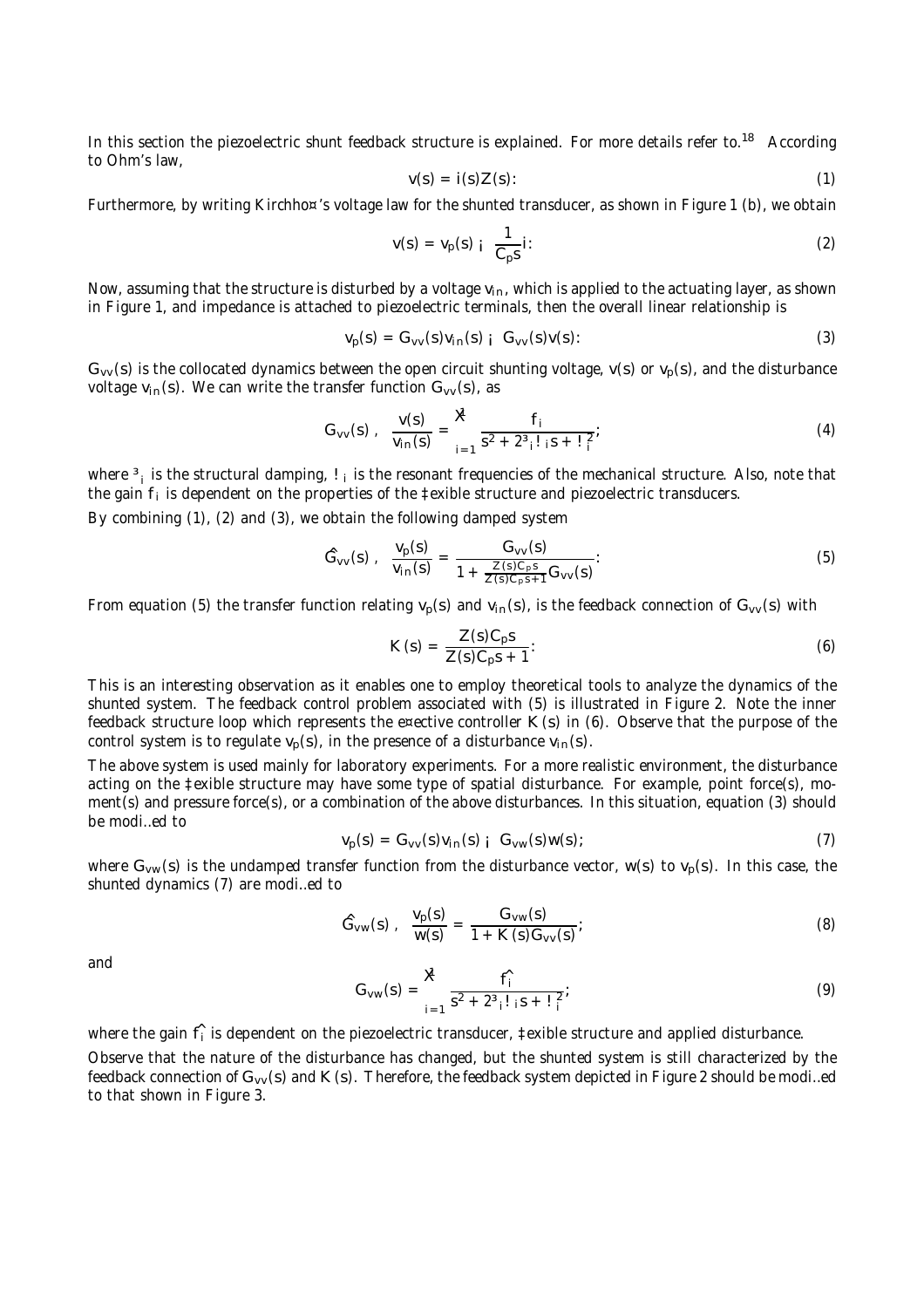In this section the piezoelectric shunt feedback structure is explained. For more details refer to.[18] According to Ohm's law,

$$v(s) = i(s)Z(s). \tag{1}$$

Furthermore, by writing Kirchhoff's voltage law for the shunted transducer, as shown in Figure 1 (b), we obtain

$$v(s) = v_p(s) - \frac{1}{C_p s} i. \tag{2}$$

Now, assuming that the structure is disturbed by a voltage $v_{in}$, which is applied to the actuating layer, as shown in Figure 1, and impedance is attached to piezoelectric terminals, then the overall linear relationship is

$$v_p(s) = G_{vv}(s)v_{in}(s) - G_{vv}(s)v(s). \tag{3}$$

$G_{vv}(s)$ is the collocated dynamics between the open circuit shunting voltage, $v(s)$ or $v_p(s)$, and the disturbance voltage $v_{in}(s)$. We can write the transfer function $G_{vv}(s)$, as

$$G_{vv}(s) \triangleq \frac{v(s)}{v_{in}(s)} = \sum_{i=1}^{\infty} \frac{f_i}{s^2 + 2\zeta_i \omega_i s + \omega_i^2}, \tag{4}$$

where $\zeta_i$ is the structural damping, $\omega_i$ is the resonant frequencies of the mechanical structure. Also, note that the gain $f_i$ is dependent on the properties of the flexible structure and piezoelectric transducers.

By combining (1), (2) and (3), we obtain the following damped system

$$\hat{G}_{vv}(s) \triangleq \frac{v_p(s)}{v_{in}(s)} = \frac{G_{vv}(s)}{1 + \frac{Z(s)C_p s}{Z(s)C_p s + 1} G_{vv}(s)}. \tag{5}$$

From equation (5) the transfer function relating $v_p(s)$ and $v_{in}(s)$, is the feedback connection of $G_{vv}(s)$ with

$$K(s) = \frac{Z(s)C_p s}{Z(s)C_p s + 1}. \tag{6}$$

This is an interesting observation as it enables one to employ theoretical tools to analyze the dynamics of the shunted system. The feedback control problem associated with (5) is illustrated in Figure 2. Note the inner feedback structure loop which represents the effective controller $K(s)$ in (6). Observe that the purpose of the control system is to regulate $v_p(s)$, in the presence of a disturbance $v_{in}(s)$.

The above system is used mainly for laboratory experiments. For a more realistic environment, the disturbance acting on the flexible structure may have some type of spatial disturbance. For example, point force(s), moment(s) and pressure force(s), or a combination of the above disturbances. In this situation, equation (3) should be modified to

$$v_p(s) = G_{vv}(s)v_{in}(s) - G_{vw}(s)w(s), \tag{7}$$

where $G_{vw}(s)$ is the undamped transfer function from the disturbance vector, $w(s)$ to $v_p(s)$. In this case, the shunted dynamics (7) are modified to

$$\hat{G}_{vw}(s) \triangleq \frac{v_p(s)}{w(s)} = \frac{G_{vw}(s)}{1 + K(s)G_{vv}(s)}, \tag{8}$$

and

$$G_{vw}(s) = \sum_{i=1}^{\infty} \frac{\hat{f}_i}{s^2 + 2\zeta_i \omega_i s + \omega_i^2}, \tag{9}$$

where the gain $\hat{f}_i$ is dependent on the piezoelectric transducer, flexible structure and applied disturbance.

Observe that the nature of the disturbance has changed, but the shunted system is still characterized by the feedback connection of $G_{vv}(s)$ and $K(s)$. Therefore, the feedback system depicted in Figure 2 should be modified to that shown in Figure 3.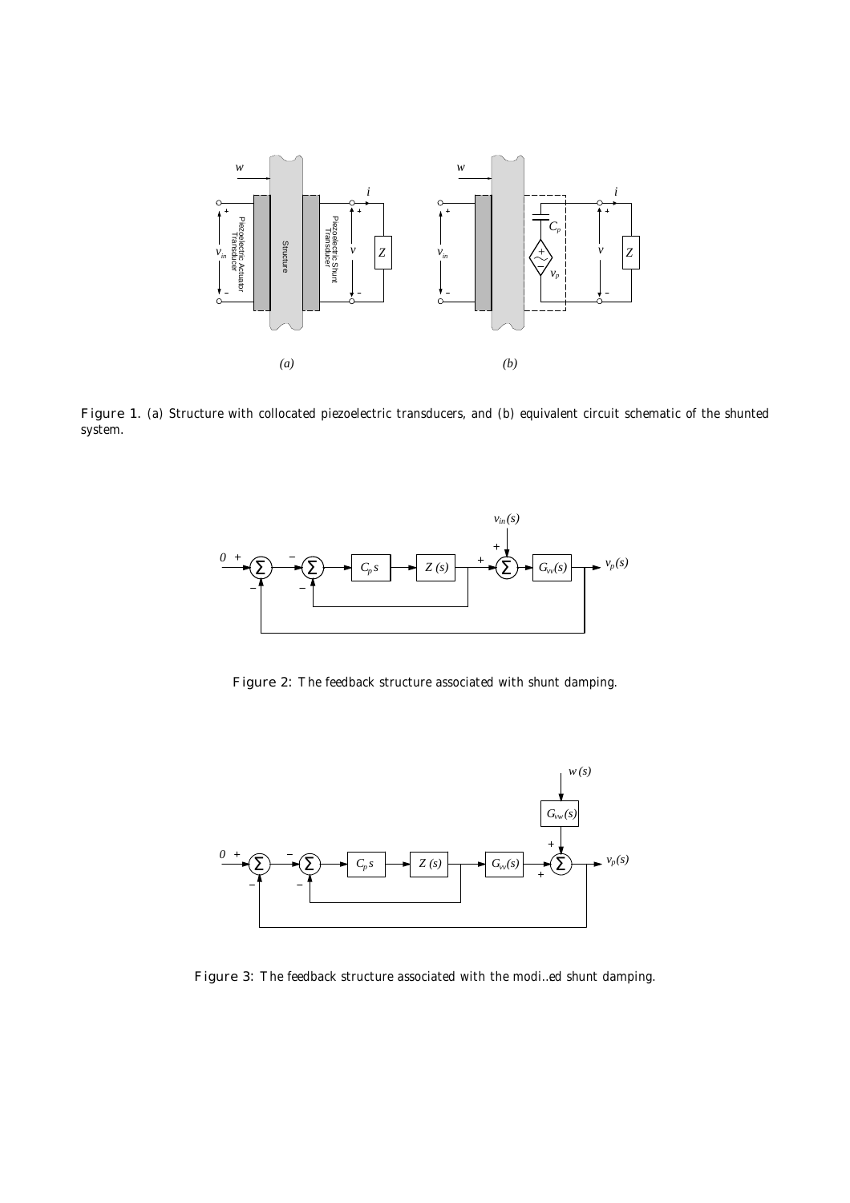Figure 1. (a) Structure with collocated piezoelectric transducers, and (b) equivalent circuit schematic of the shunted system.

Figure 2: The feedback structure associated with shunt damping.

Figure 3: The feedback structure associated with the modi…ed shunt damping.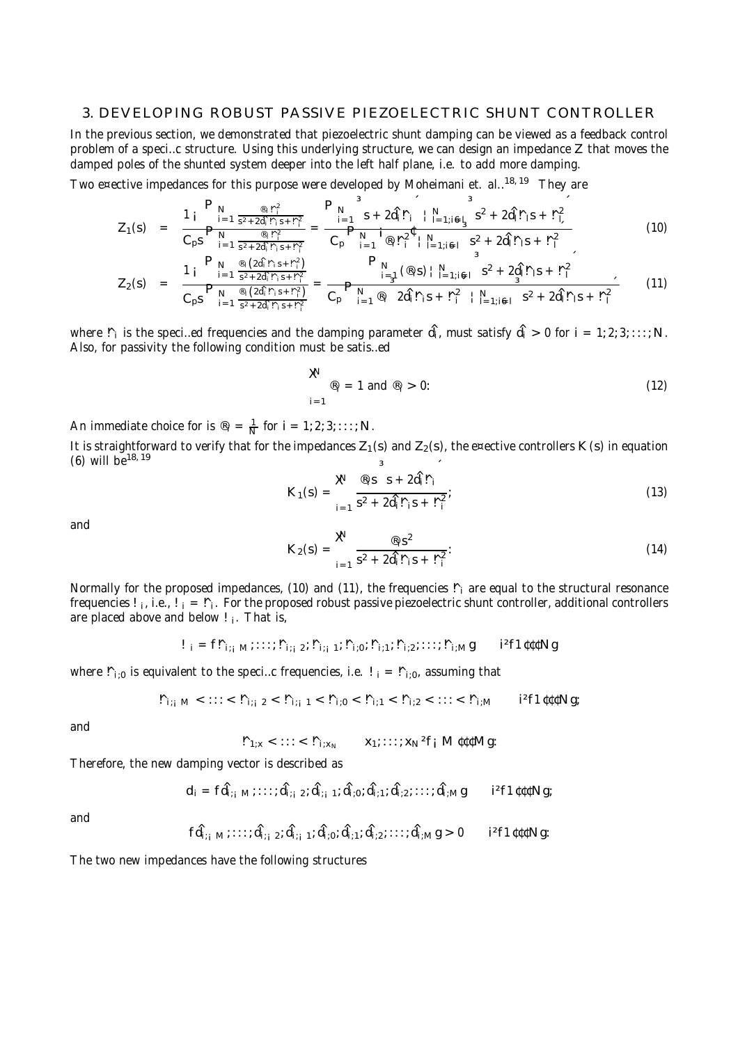## 3. DEVELOPING ROBUST PASSIVE PIEZOELECTRIC SHUNT CONTROLLER

In the previous section, we demonstrated that piezoelectric shunt damping can be viewed as a feedback control problem of a specific structure. Using this underlying structure, we can design an impedance $Z$ that moves the damped poles of the shunted system deeper into the left half plane, i.e. to add more damping.

Two effective impedances for this purpose were developed by Moheimani et. al..[18, 19] They are

$$Z_1(s) = \frac{1 - \sum_{i=1}^{N} \frac{\alpha_i \tilde{\omega}_i^2}{s^2+2\tilde{d}_i\tilde{\omega}_i s+\tilde{\omega}_i^2}}{C_p s \sum_{i=1}^{N} \frac{\alpha_i \tilde{\omega}_i^2}{s^2+2\tilde{d}_i\tilde{\omega}_i s+\tilde{\omega}_i^2}} = \frac{\sum_{i=1}^{N}\left(s+2\tilde{d}_i\tilde{\omega}_i\right)\prod_{l=1;i\neq l}^{N}\left(s^2+2\tilde{d}_l\tilde{\omega}_l s+\tilde{\omega}_l^2\right)}{C_p \sum_{i=1}^{N}\left(\alpha_i \tilde{\omega}_i^2\right)\prod_{l=1;i\neq l}^{N}\left(s^2+2\tilde{d}_l\tilde{\omega}_l s+\tilde{\omega}_l^2\right)} \tag{10}$$

$$Z_2(s) = \frac{1 - \sum_{i=1}^{N} \frac{\alpha_i\left(2\tilde{d}_i\tilde{\omega}_i s+\tilde{\omega}_i^2\right)}{s^2+2\tilde{d}_i\tilde{\omega}_i s+\tilde{\omega}_i^2}}{C_p s \sum_{i=1}^{N} \frac{\alpha_i\left(2\tilde{d}_i\tilde{\omega}_i s+\tilde{\omega}_i^2\right)}{s^2+2\tilde{d}_i\tilde{\omega}_i s+\tilde{\omega}_i^2}} = \frac{\sum_{i=1}^{N}\left(\alpha_i s\right)\prod_{l=1;i\neq l}^{N}\left(s^2+2\tilde{d}_l\tilde{\omega}_l s+\tilde{\omega}_l^2\right)}{C_p \sum_{i=1}^{N}\alpha_i\left(2\tilde{d}_i\tilde{\omega}_i s+\tilde{\omega}_i^2\right)\prod_{l=1;i\neq l}^{N}\left(s^2+2\tilde{d}_l\tilde{\omega}_l s+\tilde{\omega}_l^2\right)}, \tag{11}$$

where $\tilde{\omega}_i$ is the specified frequencies and the damping parameter $\tilde{d}_i$, must satisfy $\tilde{d}_i > 0$ for $i = 1, 2, 3, \ldots, N$. Also, for passivity the following condition must be satisfied

$$\sum_{i=1}^{N} \alpha_i = 1 \text{ and } \alpha_i > 0. \tag{12}$$

An immediate choice for is $\alpha_i = \frac{1}{N}$ for $i = 1, 2, 3, \ldots, N$.

It is straightforward to verify that for the impedances $Z_1(s)$ and $Z_2(s)$, the effective controllers $K(s)$ in equation (6) will be[18, 19]

$$K_1(s) = \sum_{i=1}^{N} \frac{\alpha_i s\left(s+2\tilde{d}_i\tilde{\omega}_i\right)}{s^2+2\tilde{d}_i\tilde{\omega}_i s+\tilde{\omega}_i^2}, \tag{13}$$

and

$$K_2(s) = \sum_{i=1}^{N} \frac{\alpha_i s^2}{s^2+2\tilde{d}_i\tilde{\omega}_i s+\tilde{\omega}_i^2}. \tag{14}$$

Normally for the proposed impedances, (10) and (11), the frequencies $\tilde{\omega}_i$ are equal to the structural resonance frequencies $\omega_i$, i.e., $\omega_i = \tilde{\omega}_i$. For the proposed robust passive piezoelectric shunt controller, additional controllers are placed above and below $\omega_i$. That is,

$$\omega_i = \{\tilde{\omega}_{i,-M}, \ldots, \tilde{\omega}_{i,-2}, \tilde{\omega}_{i,-1}, \tilde{\omega}_{i,0}, \tilde{\omega}_{i,1}, \tilde{\omega}_{i,2}, \ldots, \tilde{\omega}_{i,M}\} \qquad i \in \{1 \cdots N\}$$

where $\tilde{\omega}_{i,0}$ is equivalent to the specific frequencies, i.e. $\omega_i = \tilde{\omega}_{i,0}$, assuming that

$$\tilde{\omega}_{i,-M} < \ldots < \tilde{\omega}_{i,-2} < \tilde{\omega}_{i,-1} < \tilde{\omega}_{i,0} < \tilde{\omega}_{i,1} < \tilde{\omega}_{i,2} < \ldots < \tilde{\omega}_{i,M} \qquad i \in \{1 \cdots N\},$$

and

$$\tilde{\omega}_{1,x} < \ldots < \tilde{\omega}_{i,x_N} \qquad x_1, \ldots, x_N \in \{-M \cdots M\}.$$

Therefore, the new damping vector is described as

$$d_i = \{\tilde{d}_{i,-M}, \ldots, \tilde{d}_{i,-2}, \tilde{d}_{i,-1}, \tilde{d}_{i,0}, \tilde{d}_{i,1}, \tilde{d}_{i,2}, \ldots, \tilde{d}_{i,M}\} \qquad i \in \{1 \cdots N\},$$

and

$$\{\tilde{d}_{i,-M}, \ldots, \tilde{d}_{i,-2}, \tilde{d}_{i,-1}, \tilde{d}_{i,0}, \tilde{d}_{i,1}, \tilde{d}_{i,2}, \ldots, \tilde{d}_{i,M}\} > 0 \qquad i \in \{1 \cdots N\}.$$

The two new impedances have the following structures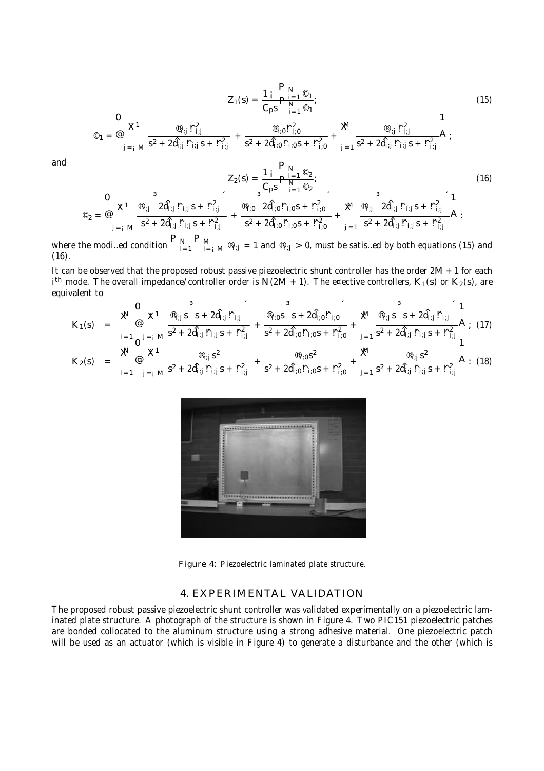$$Z_1(s) = \frac{1 - \sum_{i=1}^{N} \Psi_1}{C_p s \sum_{i=1}^{N} \Psi_1}; \tag{15}$$

$$\Psi_1 = \left( \sum_{j=-M}^{-1} \frac{\alpha_{i,j}\omega_{i,j}^2}{s^2 + 2\hat{\zeta}_{i,j}\omega_{i,j}s + \omega_{i,j}^2} + \frac{\alpha_{i,0}\omega_{i,0}^2}{s^2 + 2\hat{\zeta}_{i,0}\omega_{i,0}s + \omega_{i,0}^2} + \sum_{j=1}^{M} \frac{\alpha_{i,j}\omega_{i,j}^2}{s^2 + 2\hat{\zeta}_{i,j}\omega_{i,j}s + \omega_{i,j}^2} \right);$$

and

$$Z_2(s) = \frac{1 - \sum_{i=1}^{N} \Psi_2}{C_p s \sum_{i=1}^{N} \Psi_2}; \tag{16}$$

$$\Psi_2 = \left( \sum_{j=-M}^{-1} \frac{\alpha_{i,j}\left(2\hat{\zeta}_{i,j}\omega_{i,j}s + \omega_{i,j}^2\right)}{s^2 + 2\hat{\zeta}_{i,j}\omega_{i,j}s + \omega_{i,j}^2} + \frac{\alpha_{i,0}\left(2\hat{\zeta}_{i,0}\omega_{i,0}s + \omega_{i,0}^2\right)}{s^2 + 2\hat{\zeta}_{i,0}\omega_{i,0}s + \omega_{i,0}^2} + \sum_{j=1}^{M} \frac{\alpha_{i,j}\left(2\hat{\zeta}_{i,j}\omega_{i,j}s + \omega_{i,j}^2\right)}{s^2 + 2\hat{\zeta}_{i,j}\omega_{i,j}s + \omega_{i,j}^2} \right).$$

where the modified condition $\sum_{i=1}^{N}\sum_{i=-M}^{M} \alpha_{i,j} = 1$ and $\alpha_{i,j} > 0$, must be satisfied by both equations (15) and (16).

It can be observed that the proposed robust passive piezoelectric shunt controller has the order $2M + 1$ for each $i^{th}$ mode. The overall impedance/controller order is $N(2M + 1)$. The effective controllers, $K_1(s)$ or $K_2(s)$, are equivalent to

$$K_1(s) = \sum_{i=1}^{N} \left( \sum_{j=-M}^{-1} \frac{\alpha_{i,j}s\left(s + 2\hat{\zeta}_{i,j}\omega_{i,j}\right)}{s^2 + 2\hat{\zeta}_{i,j}\omega_{i,j}s + \omega_{i,j}^2} + \frac{\alpha_{i,0}s\left(s + 2\hat{\zeta}_{i,0}\omega_{i,0}\right)}{s^2 + 2\hat{\zeta}_{i,0}\omega_{i,0}s + \omega_{i,0}^2} + \sum_{j=1}^{M} \frac{\alpha_{i,j}s\left(s + 2\hat{\zeta}_{i,j}\omega_{i,j}\right)}{s^2 + 2\hat{\zeta}_{i,j}\omega_{i,j}s + \omega_{i,j}^2} \right); \tag{17}$$

$$K_2(s) = \sum_{i=1}^{N} \left( \sum_{j=-M}^{-1} \frac{\alpha_{i,j}s^2}{s^2 + 2\hat{\zeta}_{i,j}\omega_{i,j}s + \omega_{i,j}^2} + \frac{\alpha_{i,0}s^2}{s^2 + 2\hat{\zeta}_{i,0}\omega_{i,0}s + \omega_{i,0}^2} + \sum_{j=1}^{M} \frac{\alpha_{i,j}s^2}{s^2 + 2\hat{\zeta}_{i,j}\omega_{i,j}s + \omega_{i,j}^2} \right). \tag{18}$$

Figure 4: Piezoelectric laminated plate structure.

## 4. EXPERIMENTAL VALIDATION

The proposed robust passive piezoelectric shunt controller was validated experimentally on a piezoelectric laminated plate structure. A photograph of the structure is shown in Figure 4. Two PIC151 piezoelectric patches are bonded collocated to the aluminum structure using a strong adhesive material. One piezoelectric patch will be used as an actuator (which is visible in Figure 4) to generate a disturbance and the other (which is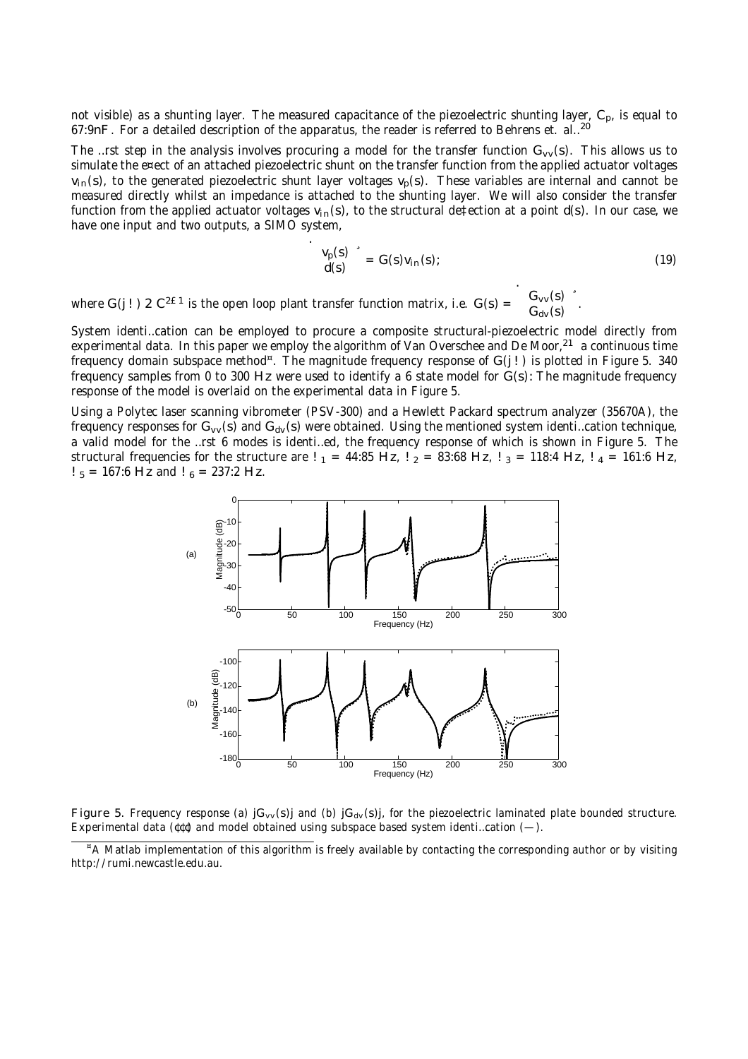not visible) as a shunting layer. The measured capacitance of the piezoelectric shunting layer, $C_p$, is equal to $67.9nF$. For a detailed description of the apparatus, the reader is referred to Behrens et. al..[20]

The first step in the analysis involves procuring a model for the transfer function $G_{vv}(s)$. This allows us to simulate the effect of an attached piezoelectric shunt on the transfer function from the applied actuator voltages $v_{in}(s)$, to the generated piezoelectric shunt layer voltages $v_p(s)$. These variables are internal and cannot be measured directly whilst an impedance is attached to the shunting layer. We will also consider the transfer function from the applied actuator voltages $v_{in}(s)$, to the structural deflection at a point $d(s)$. In our case, we have one input and two outputs, a SIMO system,

$$\begin{bmatrix} v_p(s) \\ d(s) \end{bmatrix} = G(s)v_{in}(s); \tag{19}$$

where $G(j\omega) \in \mathbb{C}^{2\times 1}$ is the open loop plant transfer function matrix, i.e. $G(s) = \begin{bmatrix} G_{vv}(s) \\ G_{dv}(s) \end{bmatrix}$.

System identification can be employed to procure a composite structural-piezoelectric model directly from experimental data. In this paper we employ the algorithm of Van Overschee and De Moor,[21] a continuous time frequency domain subspace method[*]. The magnitude frequency response of $G(j\omega)$ is plotted in Figure 5. 340 frequency samples from 0 to 300 Hz were used to identify a 6 state model for $G(s)$: The magnitude frequency response of the model is overlaid on the experimental data in Figure 5.

Using a Polytec laser scanning vibrometer (PSV-300) and a Hewlett Packard spectrum analyzer (35670A), the frequency responses for $G_{vv}(s)$ and $G_{dv}(s)$ were obtained. Using the mentioned system identification technique, a valid model for the first 6 modes is identified, the frequency response of which is shown in Figure 5. The structural frequencies for the structure are $\omega_1 = 44.85$ Hz, $\omega_2 = 83.68$ Hz, $\omega_3 = 118.4$ Hz, $\omega_4 = 161.6$ Hz, $\omega_5 = 167.6$ Hz and $\omega_6 = 237.2$ Hz.

Figure 5. Frequency response (a) $|G_{vv}(s)|$ and (b) $|G_{dv}(s)|$, for the piezoelectric laminated plate bounded structure. Experimental data ($\cdots$) and model obtained using subspace based system identification (—).

[*] A Matlab implementation of this algorithm is freely available by contacting the corresponding author or by visiting http://rumi.newcastle.edu.au.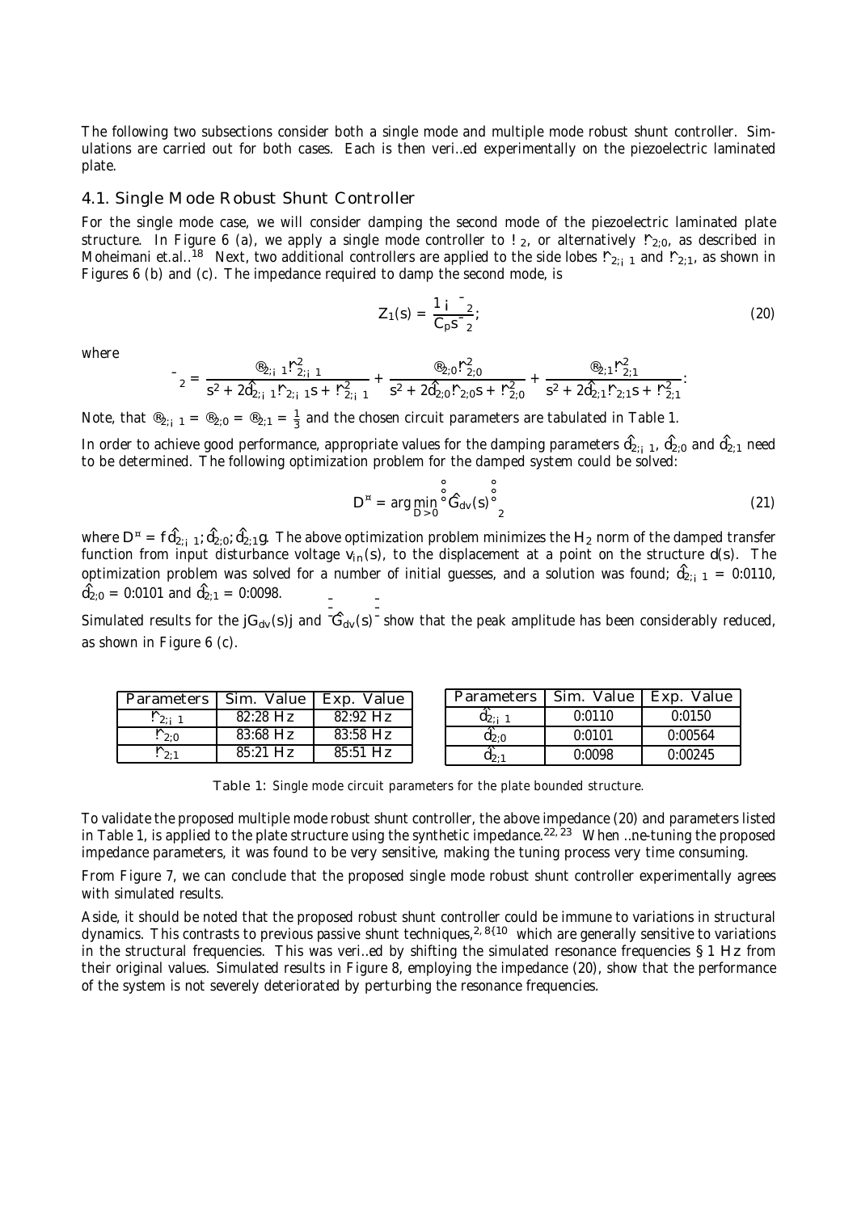The following two subsections consider both a single mode and multiple mode robust shunt controller. Simulations are carried out for both cases. Each is then verified experimentally on the piezoelectric laminated plate.

### 4.1. Single Mode Robust Shunt Controller

For the single mode case, we will consider damping the second mode of the piezoelectric laminated plate structure. In Figure 6 (a), we apply a single mode controller to $\omega_2$, or alternatively $\gamma_{2,0}$, as described in Moheimani et.al..[18] Next, two additional controllers are applied to the side lobes $\gamma_{2,-1}$ and $\gamma_{2,1}$, as shown in Figures 6 (b) and (c). The impedance required to damp the second mode, is

$$Z_1(s) = \frac{1 - \beta_2}{C_p s \beta_2}, \tag{20}$$

where

$$\beta_2 = \frac{\alpha_{2,-1}\gamma_{2,-1}^2}{s^2 + 2\hat{d}_{2,-1}\gamma_{2,-1}s + \gamma_{2,-1}^2} + \frac{\alpha_{2,0}\gamma_{2,0}^2}{s^2 + 2\hat{d}_{2,0}\gamma_{2,0}s + \gamma_{2,0}^2} + \frac{\alpha_{2,1}\gamma_{2,1}^2}{s^2 + 2\hat{d}_{2,1}\gamma_{2,1}s + \gamma_{2,1}^2}.$$

Note, that $\alpha_{2,-1} = \alpha_{2,0} = \alpha_{2,1} = \frac{1}{3}$ and the chosen circuit parameters are tabulated in Table 1.

In order to achieve good performance, appropriate values for the damping parameters $\hat{d}_{2,-1}$, $\hat{d}_{2,0}$ and $\hat{d}_{2,1}$ need to be determined. The following optimization problem for the damped system could be solved:

$$D^{*} = \arg\min_{D>0} \left\| \hat{G}_{dv}(s) \right\|_2 \tag{21}$$

where $D^{*} = \{\hat{d}_{2,-1}, \hat{d}_{2,0}, \hat{d}_{2,1}\}$. The above optimization problem minimizes the $H_2$ norm of the damped transfer function from input disturbance voltage $v_{in}(s)$, to the displacement at a point on the structure $d(s)$. The optimization problem was solved for a number of initial guesses, and a solution was found; $\hat{d}_{2,-1} = 0.0110$, $\hat{d}_{2,0} = 0.0101$ and $\hat{d}_{2,1} = 0.0098$.

Simulated results for the $|G_{dv}(s)|$ and $\left|\hat{G}_{dv}(s)\right|$ show that the peak amplitude has been considerably reduced, as shown in Figure 6 (c).

| Parameters | Sim. Value | Exp. Value |
|---|---|---|
| $\gamma_{2,-1}$ | 82.28 Hz | 82.92 Hz |
| $\gamma_{2,0}$ | 83.68 Hz | 83.58 Hz |
| $\gamma_{2,1}$ | 85.21 Hz | 85.51 Hz |

| Parameters | Sim. Value | Exp. Value |
|---|---|---|
| $\hat{d}_{2,-1}$ | 0.0110 | 0.0150 |
| $\hat{d}_{2,0}$ | 0.0101 | 0.00564 |
| $\hat{d}_{2,1}$ | 0.0098 | 0.00245 |

Table 1: Single mode circuit parameters for the plate bounded structure.

To validate the proposed multiple mode robust shunt controller, the above impedance (20) and parameters listed in Table 1, is applied to the plate structure using the synthetic impedance.[22, 23] When fine-tuning the proposed impedance parameters, it was found to be very sensitive, making the tuning process very time consuming.

From Figure 7, we can conclude that the proposed single mode robust shunt controller experimentally agrees with simulated results.

Aside, it should be noted that the proposed robust shunt controller could be immune to variations in structural dynamics. This contrasts to previous passive shunt techniques,[2, 8–10] which are generally sensitive to variations in the structural frequencies. This was verified by shifting the simulated resonance frequencies $\pm 1$ Hz from their original values. Simulated results in Figure 8, employing the impedance (20), show that the performance of the system is not severely deteriorated by perturbing the resonance frequencies.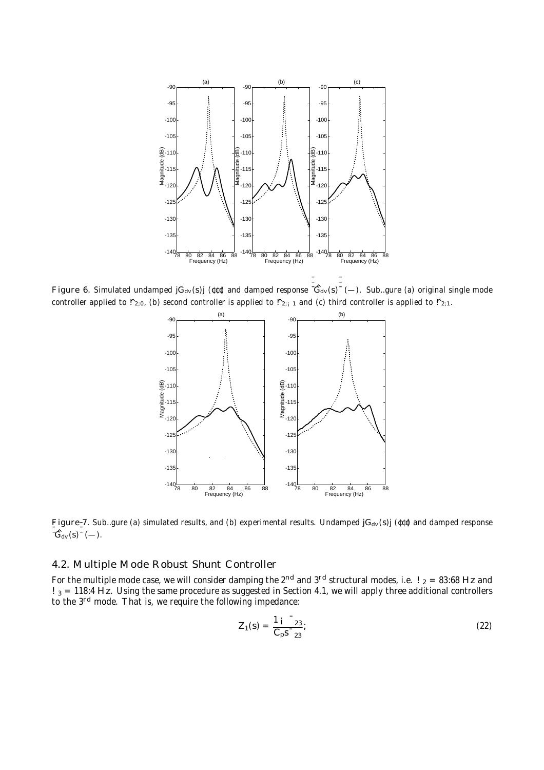Figure 6. Simulated undamped $|G_{dv}(s)|$ (⋯) and damped response $\left|\hat{G}_{dv}(s)\right|$ (—). Subfigure (a) original single mode controller applied to $\tilde{\omega}_{2,0}$, (b) second controller is applied to $\tilde{\omega}_{2,-1}$ and (c) third controller is applied to $\tilde{\omega}_{2,1}$.

Figure 7. Subfigure (a) simulated results, and (b) experimental results. Undamped $|G_{dv}(s)|$ (⋯) and damped response $\left|\hat{G}_{dv}(s)\right|$ (—).

## 4.2. Multiple Mode Robust Shunt Controller

For the multiple mode case, we will consider damping the 2[nd] and 3[rd] structural modes, i.e. $\omega_2 = 83.68$ Hz and $\omega_3 = 118.4$ Hz. Using the same procedure as suggested in Section 4.1, we will apply three additional controllers to the 3[rd] mode. That is, we require the following impedance:

$$Z_1(s) = \frac{1 - \beta_{23}}{C_p s \beta_{23}}, \tag{22}$$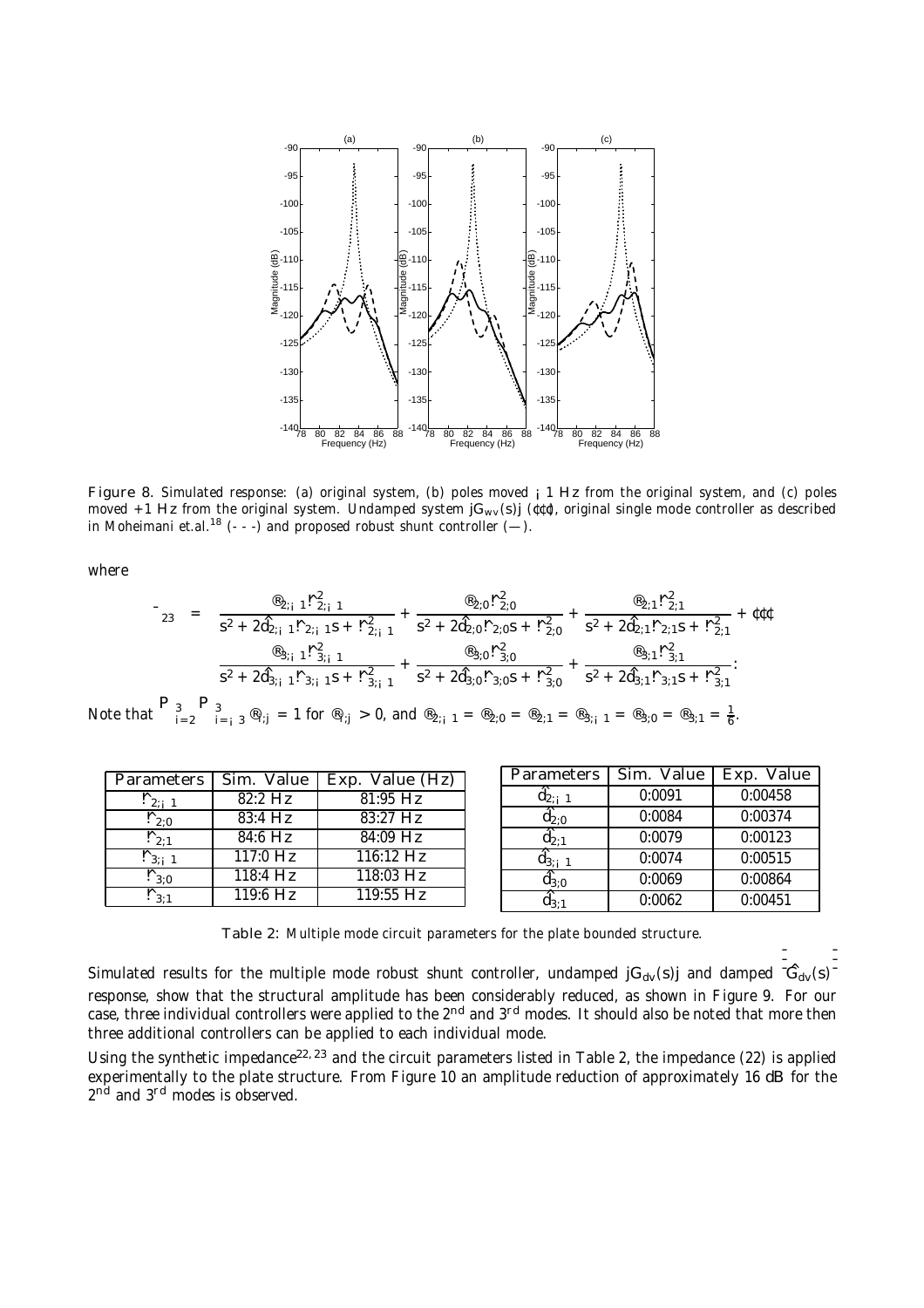Figure 8. Simulated response: (a) original system, (b) poles moved $-1$ Hz from the original system, and (c) poles moved $+1$ Hz from the original system. Undamped system $|G_{wv}(s)|$ (⋯), original single mode controller as described in Moheimani et.al.[18] (- - -) and proposed robust shunt controller (—).

where

$$
\begin{aligned}
\Gamma_{23} = \; & \frac{\alpha_{2,-1}\omega_{2,-1}^2}{s^2 + 2\hat{d}_{2,-1}\omega_{2,-1}s + \omega_{2,-1}^2} + \frac{\alpha_{2,0}\omega_{2,0}^2}{s^2 + 2\hat{d}_{2,0}\omega_{2,0}s + \omega_{2,0}^2} + \frac{\alpha_{2,1}\omega_{2,1}^2}{s^2 + 2\hat{d}_{2,1}\omega_{2,1}s + \omega_{2,1}^2} + \cdots \\
& \frac{\alpha_{3,-1}\omega_{3,-1}^2}{s^2 + 2\hat{d}_{3,-1}\omega_{3,-1}s + \omega_{3,-1}^2} + \frac{\alpha_{3,0}\omega_{3,0}^2}{s^2 + 2\hat{d}_{3,0}\omega_{3,0}s + \omega_{3,0}^2} + \frac{\alpha_{3,1}\omega_{3,1}^2}{s^2 + 2\hat{d}_{3,1}\omega_{3,1}s + \omega_{3,1}^2}.
\end{aligned}
$$

Note that $\sum_{i=2}^{3}\sum_{i=-3}^{3}\alpha_{i,j} = 1$ for $\alpha_{i,j} > 0$, and $\alpha_{2,-1} = \alpha_{2,0} = \alpha_{2,1} = \alpha_{3,-1} = \alpha_{3,0} = \alpha_{3,1} = \frac{1}{6}$.

| Parameters | Sim. Value | Exp. Value (Hz) |
|---|---|---|
| $\omega_{2,-1}$ | 82.2 Hz | 81.95 Hz |
| $\omega_{2,0}$ | 83.4 Hz | 83.27 Hz |
| $\omega_{2,1}$ | 84.6 Hz | 84.09 Hz |
| $\omega_{3,-1}$ | 117.0 Hz | 116.12 Hz |
| $\omega_{3,0}$ | 118.4 Hz | 118.03 Hz |
| $\omega_{3,1}$ | 119.6 Hz | 119.55 Hz |

| Parameters | Sim. Value | Exp. Value |
|---|---|---|
| $\hat{d}_{2,-1}$ | 0.0091 | 0.00458 |
| $\hat{d}_{2,0}$ | 0.0084 | 0.00374 |
| $\hat{d}_{2,1}$ | 0.0079 | 0.00123 |
| $\hat{d}_{3,-1}$ | 0.0074 | 0.00515 |
| $\hat{d}_{3,0}$ | 0.0069 | 0.00864 |
| $\hat{d}_{3,1}$ | 0.0062 | 0.00451 |

Table 2: Multiple mode circuit parameters for the plate bounded structure.

Simulated results for the multiple mode robust shunt controller, undamped $|G_{dv}(s)|$ and damped $\left|\hat{G}_{dv}(s)\right|$ response, show that the structural amplitude has been considerably reduced, as shown in Figure 9. For our case, three individual controllers were applied to the 2nd and 3rd modes. It should also be noted that more then three additional controllers can be applied to each individual mode.

Using the synthetic impedance[22, 23] and the circuit parameters listed in Table 2, the impedance (22) is applied experimentally to the plate structure. From Figure 10 an amplitude reduction of approximately 16 dB for the 2nd and 3rd modes is observed.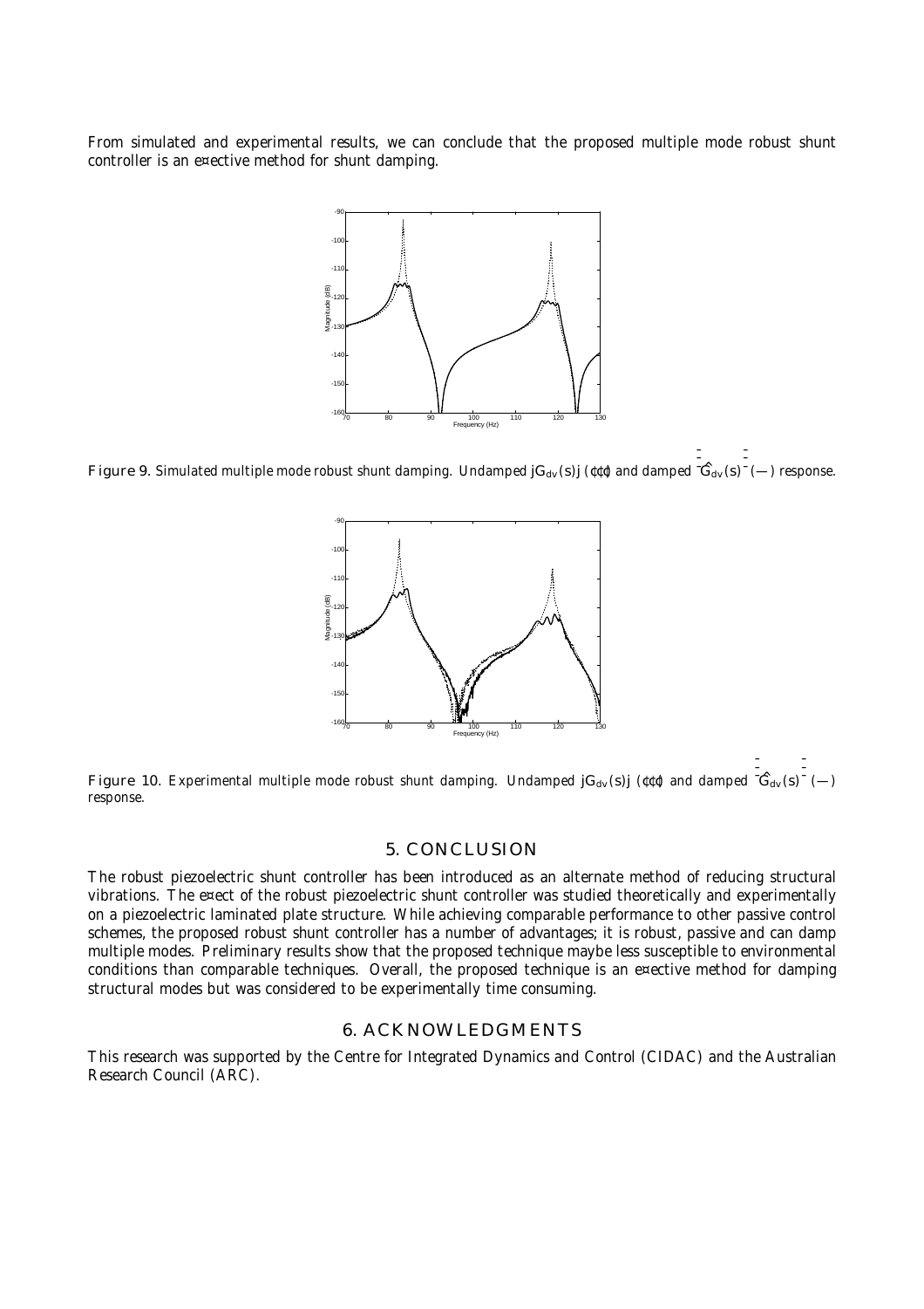From simulated and experimental results, we can conclude that the proposed multiple mode robust shunt controller is an effective method for shunt damping.

**Figure 9.** Simulated multiple mode robust shunt damping. Undamped $|G_{dv}(s)|$ (···) and damped $\left|\hat{G}_{dv}(s)\right|$ (—) response.

**Figure 10.** Experimental multiple mode robust shunt damping. Undamped $|G_{dv}(s)|$ (···) and damped $\left|\hat{G}_{dv}(s)\right|$ (—) response.

## 5. CONCLUSION

The robust piezoelectric shunt controller has been introduced as an alternate method of reducing structural vibrations. The effect of the robust piezoelectric shunt controller was studied theoretically and experimentally on a piezoelectric laminated plate structure. While achieving comparable performance to other passive control schemes, the proposed robust shunt controller has a number of advantages; it is robust, passive and can damp multiple modes. Preliminary results show that the proposed technique maybe less susceptible to environmental conditions than comparable techniques. Overall, the proposed technique is an effective method for damping structural modes but was considered to be experimentally time consuming.

## 6. ACKNOWLEDGMENTS

This research was supported by the Centre for Integrated Dynamics and Control (CIDAC) and the Australian Research Council (ARC).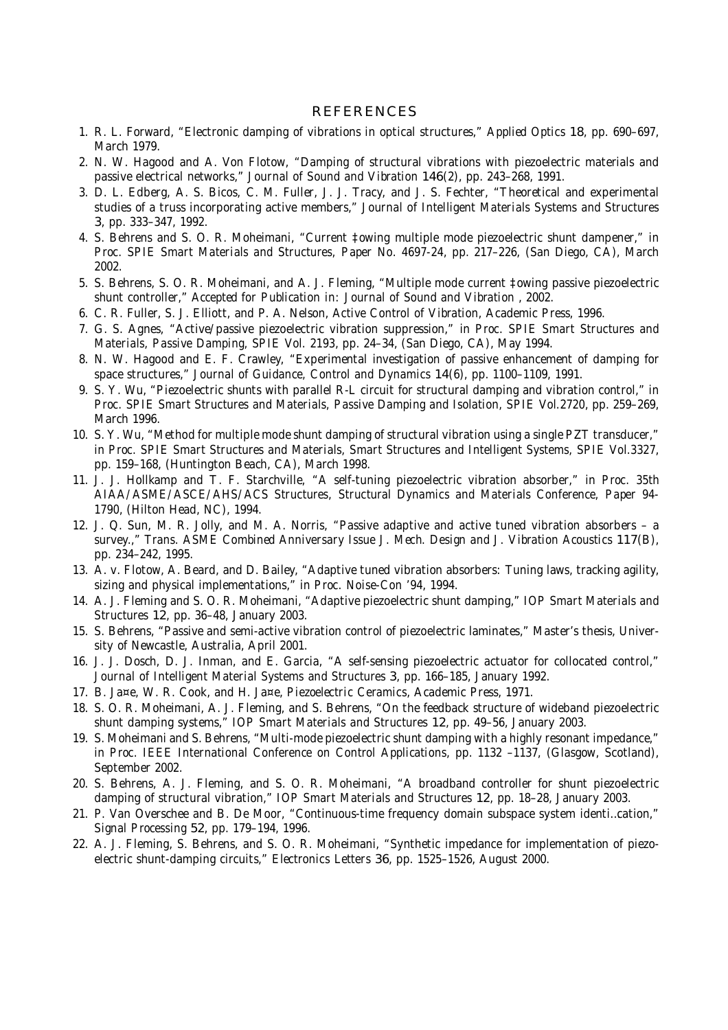## REFERENCES

1. R. L. Forward, "Electronic damping of vibrations in optical structures," *Applied Optics* **18**, pp. 690–697, March 1979.
2. N. W. Hagood and A. Von Flotow, "Damping of structural vibrations with piezoelectric materials and passive electrical networks," *Journal of Sound and Vibration* **146**(2), pp. 243–268, 1991.
3. D. L. Edberg, A. S. Bicos, C. M. Fuller, J. J. Tracy, and J. S. Fechter, "Theoretical and experimental studies of a truss incorporating active members," *Journal of Intelligent Materials Systems and Structures* **3**, pp. 333–347, 1992.
4. S. Behrens and S. O. R. Moheimani, "Current ‡owing multiple mode piezoelectric shunt dampener," in *Proc. SPIE Smart Materials and Structures*, Paper No. 4697-24, pp. 217–226, (San Diego, CA), March 2002.
5. S. Behrens, S. O. R. Moheimani, and A. J. Fleming, "Multiple mode current ‡owing passive piezoelectric shunt controller," *Accepted for Publication in: Journal of Sound and Vibration* , 2002.
6. C. R. Fuller, S. J. Elliott, and P. A. Nelson, *Active Control of Vibration*, Academic Press, 1996.
7. G. S. Agnes, "Active/passive piezoelectric vibration suppression," in *Proc. SPIE Smart Structures and Materials, Passive Damping*, SPIE Vol. 2193, pp. 24–34, (San Diego, CA), May 1994.
8. N. W. Hagood and E. F. Crawley, "Experimental investigation of passive enhancement of damping for space structures," *Journal of Guidance, Control and Dynamics* **14**(6), pp. 1100–1109, 1991.
9. S. Y. Wu, "Piezoelectric shunts with parallel R-L circuit for structural damping and vibration control," in *Proc. SPIE Smart Structures and Materials, Passive Damping and Isolation*, SPIE Vol.2720, pp. 259–269, March 1996.
10. S. Y. Wu, "Method for multiple mode shunt damping of structural vibration using a single PZT transducer," in *Proc. SPIE Smart Structures and Materials, Smart Structures and Intelligent Systems*, SPIE Vol.3327, pp. 159–168, (Huntington Beach, CA), March 1998.
11. J. J. Hollkamp and T. F. Starchville, "A self-tuning piezoelectric vibration absorber," in *Proc. 35th AIAA/ASME/ASCE/AHS/ACS Structures, Structural Dynamics and Materials Conference*, Paper 94-1790, (Hilton Head, NC), 1994.
12. J. Q. Sun, M. R. Jolly, and M. A. Norris, "Passive adaptive and active tuned vibration absorbers – a survey.," *Trans. ASME Combined Anniversary Issue J. Mech. Design and J. Vibration Acoustics* **117**(B), pp. 234–242, 1995.
13. A. v. Flotow, A. Beard, and D. Bailey, "Adaptive tuned vibration absorbers: Tuning laws, tracking agility, sizing and physical implementations," in *Proc. Noise-Con '94*, 1994.
14. A. J. Fleming and S. O. R. Moheimani, "Adaptive piezoelectric shunt damping," *IOP Smart Materials and Structures* **12**, pp. 36–48, January 2003.
15. S. Behrens, "Passive and semi-active vibration control of piezoelectric laminates," Master's thesis, University of Newcastle, Australia, April 2001.
16. J. J. Dosch, D. J. Inman, and E. Garcia, "A self-sensing piezoelectric actuator for collocated control," *Journal of Intelligent Material Systems and Structures* **3**, pp. 166–185, January 1992.
17. B. Ja¤e, W. R. Cook, and H. Ja¤e, *Piezoelectric Ceramics*, Academic Press, 1971.
18. S. O. R. Moheimani, A. J. Fleming, and S. Behrens, "On the feedback structure of wideband piezoelectric shunt damping systems," *IOP Smart Materials and Structures* **12**, pp. 49–56, January 2003.
19. S. Moheimani and S. Behrens, "Multi-mode piezoelectric shunt damping with a highly resonant impedance," in *Proc. IEEE International Conference on Control Applications*, pp. 1132 –1137, (Glasgow, Scotland), September 2002.
20. S. Behrens, A. J. Fleming, and S. O. R. Moheimani, "A broadband controller for shunt piezoelectric damping of structural vibration," *IOP Smart Materials and Structures* **12**, pp. 18–28, January 2003.
21. P. Van Overschee and B. De Moor, "Continuous-time frequency domain subspace system identi..cation," *Signal Processing* **52**, pp. 179–194, 1996.
22. A. J. Fleming, S. Behrens, and S. O. R. Moheimani, "Synthetic impedance for implementation of piezo-electric shunt-damping circuits," *Electronics Letters* **36**, pp. 1525–1526, August 2000.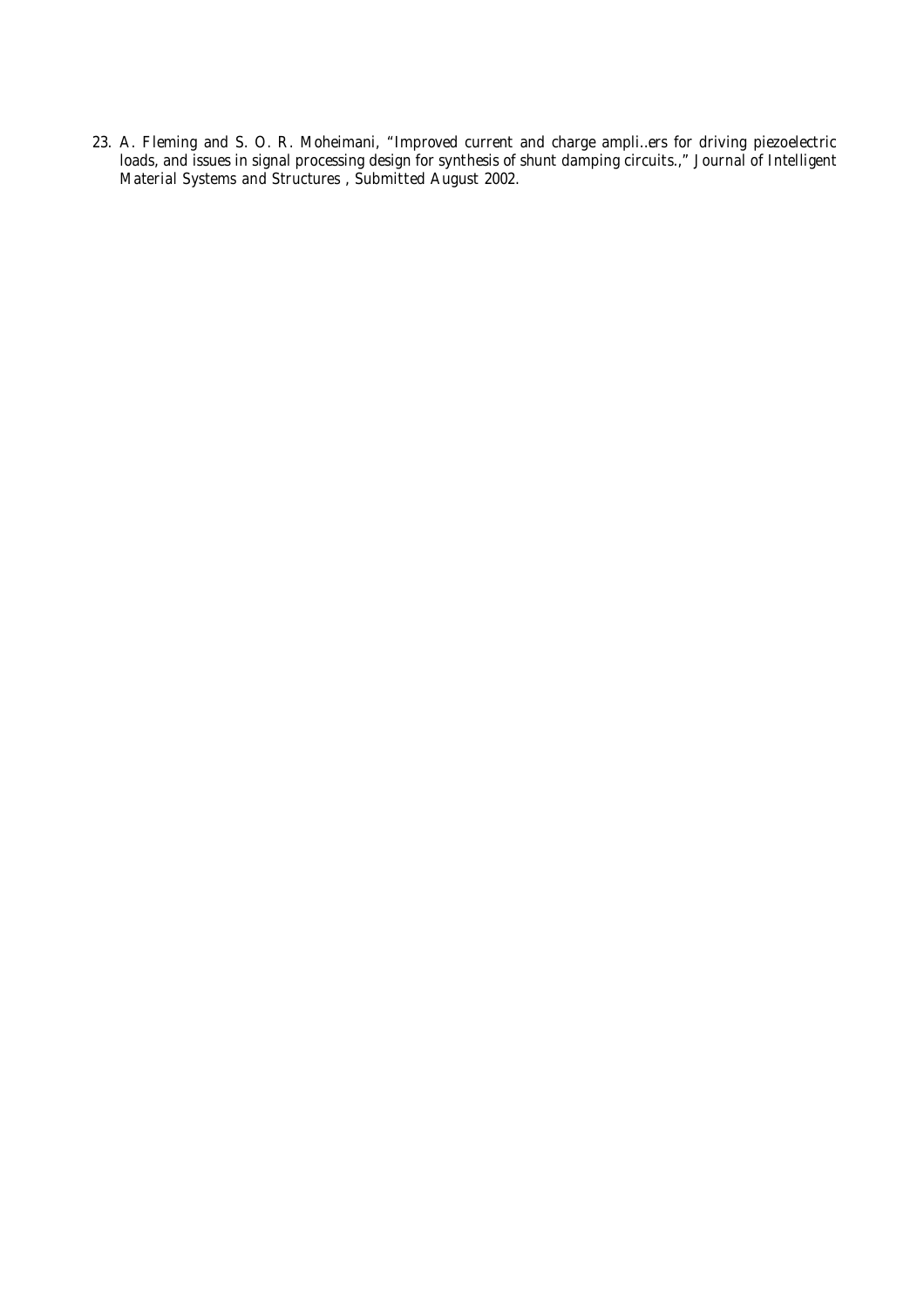23. A. Fleming and S. O. R. Moheimani, "Improved current and charge ampli..ers for driving piezoelectric loads, and issues in signal processing design for synthesis of shunt damping circuits.," *Journal of Intelligent Material Systems and Structures* , Submitted August 2002.